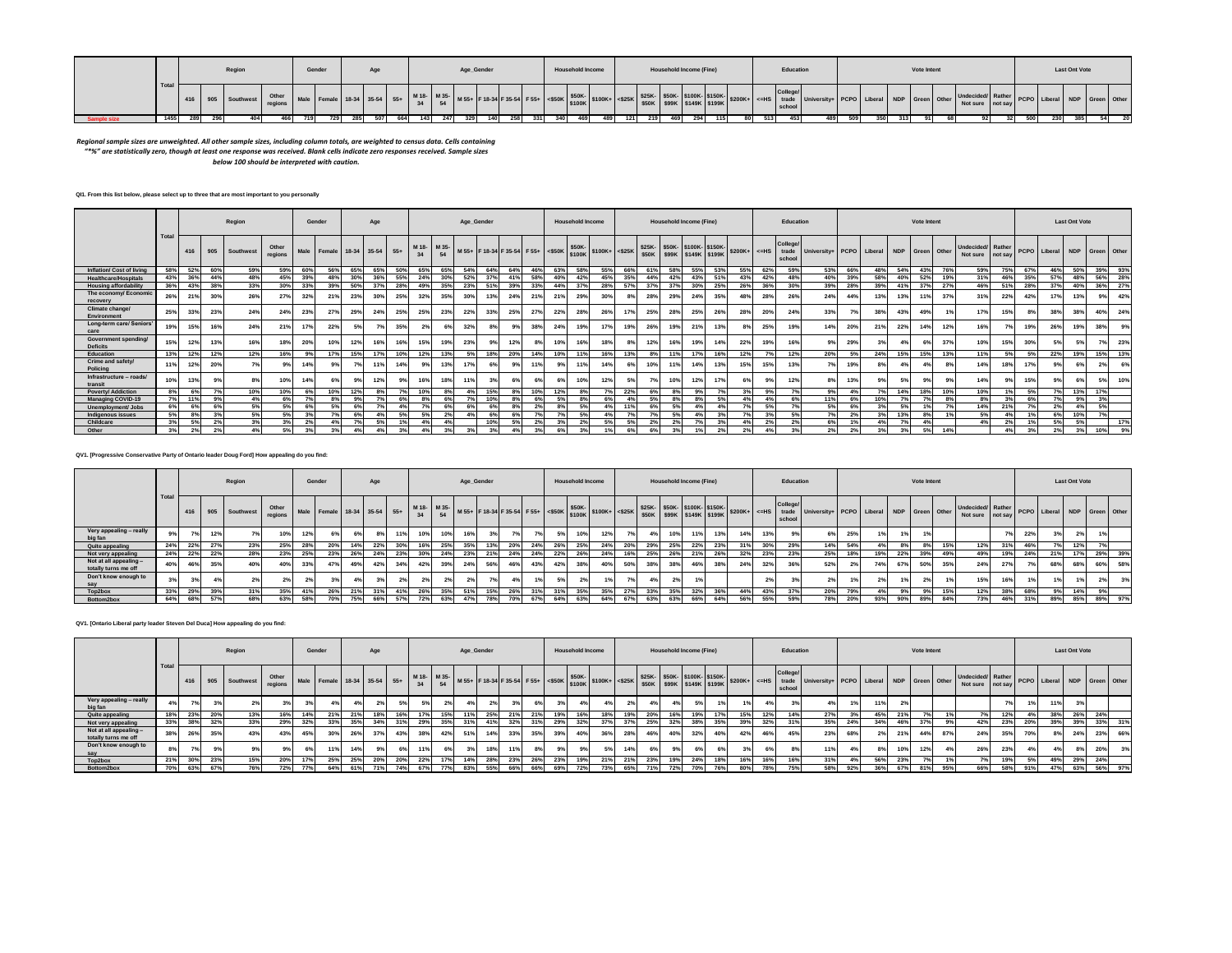| | Total | Region | | | | Gender | | Age | | | Age_Gender | | | | | | Household Income | | | Household Income (Fine) | | | | | | Education | | | Vote Intent | | | | | | | Last Ont Vote | | | | |
|---|---|---|---|---|---|---|---|---|---|---|---|---|---|---|---|---|---|---|---|---|---|---|---|---|---|---|---|---|---|---|---|---|---|---|---|---|---|---|---|---|
| | | 416 | 905 | Southwest | Other regions | Male | Female | 18-34 | 35-54 | 55+ | M 18-34 | M 35-54 | M 55+ | F 18-34 | F 35-54 | F 55+ | <$50K | $50K-$100K | $100K+ | <$25K | $25K-$50K | $50K-$99K | $100K-$149K | $150K-$199K | $200K+ | <=HS | College/ trade school | University+ | PCPO | Liberal | NDP | Green | Other | Undecided/ Not sure | Rather not say | PCPO | Liberal | NDP | Green | Other |
| Sample size | 1455 | 289 | 296 | 404 | 466 | 719 | 729 | 285 | 507 | 664 | 143 | 247 | 329 | 140 | 258 | 331 | 340 | 469 | 489 | 121 | 219 | 469 | 294 | 115 | 80 | 513 | 453 | 489 | 509 | 350 | 313 | 91 | 68 | 92 | 32 | 500 | 230 | 385 | 54 | 20 |

*Regional sample sizes are unweighted. All other sample sizes, including column totals, are weighted to census data. Cells containing "*%" are statistically zero, though at least one response was received. Blank cells indicate zero responses received. Sample sizes below 100 should be interpreted with caution.*

**QI1. From this list below, please select up to three that are most important to you personally**

| | Total | Region | | | | Gender | | Age | | | Age_Gender | | | | | | Household Income | | | Household Income (Fine) | | | | | | Education | | | Vote Intent | | | | | | | Last Ont Vote | | | | |
|---|---|---|---|---|---|---|---|---|---|---|---|---|---|---|---|---|---|---|---|---|---|---|---|---|---|---|---|---|---|---|---|---|---|---|---|---|---|---|---|---|
| | | 416 | 905 | Southwest | Other regions | Male | Female | 18-34 | 35-54 | 55+ | M 18-34 | M 35-54 | M 55+ | F 18-34 | F 35-54 | F 55+ | <$50K | $50K-$100K | $100K+ | <$25K | $25K-$50K | $50K-$99K | $100K-$149K | $150K-$199K | $200K+ | <=HS | College/ trade school | University+ | PCPO | Liberal | NDP | Green | Other | Undecided/ Not sure | Rather not say | PCPO | Liberal | NDP | Green | Other |
| Inflation/ Cost of living | 58% | 52% | 60% | 59% | 59% | 60% | 56% | 65% | 65% | 50% | 65% | 65% | 54% | 64% | 64% | 46% | 63% | 58% | 55% | 66% | 61% | 58% | 55% | 53% | 55% | 62% | 59% | 53% | 66% | 48% | 54% | 43% | 76% | 59% | 75% | 67% | 46% | 50% | 39% | 93% |
| Healthcare/Hospitals | 43% | 36% | 44% | 48% | 45% | 39% | 48% | 30% | 36% | 55% | 24% | 30% | 52% | 37% | 41% | 58% | 40% | 42% | 45% | 35% | 44% | 42% | 43% | 51% | 43% | 42% | 48% | 40% | 39% | 58% | 40% | 52% | 19% | 31% | 46% | 35% | 57% | 48% | 56% | 28% |
| Housing affordability | 36% | 43% | 38% | 33% | 30% | 33% | 39% | 50% | 37% | 28% | 49% | 35% | 23% | 51% | 39% | 33% | 44% | 37% | 28% | 57% | 37% | 37% | 30% | 25% | 26% | 36% | 30% | 39% | 28% | 39% | 41% | 37% | 27% | 46% | 51% | 28% | 37% | 40% | 36% | 27% |
| The economy/ Economic recovery | 26% | 21% | 30% | 26% | 27% | 32% | 21% | 23% | 30% | 25% | 32% | 35% | 30% | 13% | 24% | 21% | 21% | 29% | 30% | 8% | 28% | 29% | 24% | 35% | 48% | 28% | 26% | 24% | 44% | 13% | 13% | 11% | 37% | 31% | 22% | 42% | 17% | 13% | 9% | 42% |
| Climate change/ Environment | 25% | 33% | 23% | 24% | 24% | 23% | 27% | 29% | 24% | 25% | 25% | 23% | 22% | 33% | 25% | 27% | 22% | 28% | 26% | 17% | 25% | 28% | 25% | 26% | 28% | 20% | 24% | 33% | 7% | 38% | 43% | 49% | 1% | 17% | 15% | 8% | 38% | 38% | 40% | 24% |
| Long-term care/ Seniors' care | 19% | 15% | 16% | 24% | 21% | 17% | 22% | 5% | 7% | 35% | 2% | 6% | 32% | 8% | 9% | 38% | 24% | 19% | 17% | 19% | 26% | 19% | 21% | 13% | 8% | 25% | 19% | 14% | 20% | 21% | 22% | 14% | 12% | 16% | 7% | 19% | 26% | 19% | 38% | 9% |
| Government spending/ Deficits | 15% | 12% | 13% | 16% | 18% | 20% | 10% | 12% | 16% | 16% | 15% | 19% | 23% | 9% | 12% | 8% | 10% | 16% | 18% | 8% | 12% | 16% | 19% | 14% | 22% | 19% | 16% | 9% | 29% | 3% | 4% | 6% | 37% | 10% | 15% | 30% | 5% | 5% | 7% | 23% |
| Education | 13% | 12% | 12% | 12% | 16% | 9% | 17% | 15% | 17% | 10% | 12% | 13% | 5% | 18% | 20% | 14% | 10% | 11% | 16% | 13% | 8% | 11% | 17% | 16% | 12% | 7% | 12% | 20% | 5% | 24% | 15% | 15% | 13% | 11% | 5% | 5% | 22% | 19% | 15% | 13% |
| Crime and safety/ Policing | 11% | 12% | 20% | 7% | 9% | 14% | 9% | 7% | 11% | 14% | 9% | 13% | 17% | 6% | 9% | 11% | 9% | 11% | 14% | 6% | 10% | 11% | 14% | 13% | 15% | 15% | 13% | 7% | 19% | 8% | 4% | 4% | 8% | 14% | 18% | 17% | 9% | 6% | 2% | 6% |
| Infrastructure – roads/ transit | 10% | 13% | 9% | 8% | 10% | 14% | 6% | 9% | 12% | 9% | 16% | 18% | 11% | 3% | 6% | 6% | 6% | 10% | 12% | 5% | 7% | 10% | 12% | 17% | 6% | 9% | 12% | 8% | 13% | 9% | 5% | 9% | 9% | 14% | 9% | 15% | 9% | 6% | 5% | 10% |
| Poverty/ Addiction | 8% | 6% | 7% | 10% | 10% | 6% | 10% | 12% | 8% | 7% | 10% | 8% | 4% | 15% | 8% | 10% | 12% | 8% | 7% | 22% | 6% | 8% | 9% | 7% | 3% | 9% | 7% | 9% | 4% | 7% | 14% | 18% | 10% | 10% | 1% | 5% | 7% | 13% | 17% | |
| Managing COVID-19 | 7% | 11% | 9% | 4% | 6% | 7% | 8% | 9% | 7% | 6% | 8% | 6% | 7% | 10% | 8% | 6% | 5% | 8% | 6% | 4% | 5% | 8% | 8% | 5% | 4% | 4% | 6% | 11% | 6% | 10% | 7% | 7% | 8% | 8% | 3% | 6% | 7% | 9% | 3% | |
| Unemployment/ Jobs | 6% | 6% | 6% | 5% | 5% | 6% | 5% | 6% | 7% | 4% | 7% | 6% | 6% | 6% | 8% | 2% | 8% | 5% | 4% | 11% | 6% | 5% | 4% | 4% | 7% | 5% | 7% | 5% | 6% | 3% | 5% | 1% | 7% | 14% | 21% | 7% | 2% | 4% | 5% | |
| Indigenous issues | 5% | 8% | 3% | 5% | 5% | 3% | 7% | 6% | 4% | 5% | 5% | 2% | 4% | 6% | 6% | 7% | 7% | 5% | 4% | 7% | 7% | 5% | 4% | 3% | 7% | 3% | 5% | 7% | 2% | 3% | 13% | 8% | 1% | 5% | 4% | 1% | 6% | 10% | 7% | |
| Childcare | 3% | 5% | 2% | 3% | 3% | 2% | 4% | 7% | 5% | 1% | 4% | 4% | | 10% | 5% | 2% | 3% | 2% | 5% | 5% | 2% | 2% | 7% | 3% | 4% | 2% | 2% | 6% | 1% | 4% | 7% | 4% | | 4% | 2% | 1% | 5% | 5% | | 17% |
| Other | 3% | 2% | 2% | 4% | 5% | 3% | 3% | 4% | 4% | 3% | 4% | 3% | 3% | 3% | 4% | 3% | 6% | 3% | 1% | 6% | 6% | 3% | 1% | 2% | 2% | 4% | 3% | 2% | 2% | 3% | 3% | 5% | 14% | | 4% | 3% | 2% | 3% | 10% | 9% |

**QV1. [Progressive Conservative Party of Ontario leader Doug Ford] How appealing do you find:**

| | Total | Region | | | | Gender | | Age | | | Age_Gender | | | | | | Household Income | | | Household Income (Fine) | | | | | | Education | | | Vote Intent | | | | | | | Last Ont Vote | | | | |
|---|---|---|---|---|---|---|---|---|---|---|---|---|---|---|---|---|---|---|---|---|---|---|---|---|---|---|---|---|---|---|---|---|---|---|---|---|---|---|---|---|
| | | 416 | 905 | Southwest | Other regions | Male | Female | 18-34 | 35-54 | 55+ | M 18-34 | M 35-54 | M 55+ | F 18-34 | F 35-54 | F 55+ | <$50K | $50K-$100K | $100K+ | <$25K | $25K-$50K | $50K-$99K | $100K-$149K | $150K-$199K | $200K+ | <=HS | College/ trade school | University+ | PCPO | Liberal | NDP | Green | Other | Undecided/ Not sure | Rather not say | PCPO | Liberal | NDP | Green | Other |
| Very appealing – really big fan | 9% | 7% | 12% | 7% | 10% | 12% | 6% | 6% | 8% | 11% | 10% | 10% | 16% | 3% | 7% | 7% | 5% | 10% | 12% | 7% | 4% | 10% | 11% | 13% | 14% | 13% | 9% | 6% | 25% | 1% | 1% | 1% | | | 7% | 22% | 3% | 2% | 1% | |
| Quite appealing | 24% | 22% | 27% | 23% | 25% | 28% | 20% | 14% | 22% | 30% | 16% | 35% | 35% | 13% | 20% | 24% | 26% | 25% | 24% | 20% | 29% | 25% | 22% | 23% | 31% | 30% | 29% | 14% | 54% | 4% | 8% | 8% | 15% | 12% | 31% | 46% | 7% | 12% | 7% | |
| Not very appealing | 24% | 22% | 22% | 28% | 23% | 25% | 23% | 25% | 26% | 23% | 30% | 24% | 23% | 21% | 24% | 24% | 22% | 26% | 24% | 16% | 25% | 26% | 21% | 26% | 32% | 23% | 23% | 25% | 18% | 19% | 22% | 39% | 49% | 49% | 19% | 24% | 21% | 17% | 29% | 39% |
| Not at all appealing – totally turns me off | 40% | 46% | 35% | 40% | 40% | 33% | 47% | 49% | 42% | 34% | 42% | 39% | 24% | 56% | 46% | 43% | 42% | 38% | 40% | 50% | 38% | 38% | 46% | 38% | 24% | 32% | 36% | 52% | 2% | 74% | 67% | 50% | 35% | 24% | 27% | 7% | 68% | 68% | 60% | 58% |
| Don't know enough to say | 3% | 3% | 4% | 2% | 2% | 2% | 3% | 4% | 3% | 2% | 2% | 2% | 2% | 7% | 4% | 1% | 5% | 2% | 1% | 7% | 4% | 2% | 1% | | | 2% | 3% | 2% | 1% | 2% | 1% | 2% | 1% | 15% | 16% | 1% | 1% | 1% | 2% | 3% |
| Top2box | 33% | 29% | 39% | 31% | 35% | 41% | 26% | 21% | 31% | 41% | 26% | 35% | 51% | 15% | 26% | 31% | 31% | 35% | 35% | 27% | 33% | 35% | 32% | 36% | 44% | 43% | 37% | 20% | 79% | 4% | 9% | 9% | 15% | 12% | 38% | 68% | 9% | 14% | 9% | |
| Bottom2box | 64% | 68% | 57% | 68% | 63% | 58% | 70% | 75% | 66% | 57% | 72% | 63% | 47% | 78% | 70% | 67% | 64% | 63% | 64% | 67% | 63% | 63% | 66% | 64% | 56% | 55% | 59% | 78% | 20% | 93% | 90% | 89% | 84% | 73% | 46% | 31% | 89% | 85% | 89% | 97% |

**QV1. [Ontario Liberal party leader Steven Del Duca] How appealing do you find:**

| | Total | Region | | | | Gender | | Age | | | Age_Gender | | | | | | Household Income | | | Household Income (Fine) | | | | | | Education | | | Vote Intent | | | | | | | Last Ont Vote | | | | |
|---|---|---|---|---|---|---|---|---|---|---|---|---|---|---|---|---|---|---|---|---|---|---|---|---|---|---|---|---|---|---|---|---|---|---|---|---|---|---|---|---|
| | | 416 | 905 | Southwest | Other regions | Male | Female | 18-34 | 35-54 | 55+ | M 18-34 | M 35-54 | M 55+ | F 18-34 | F 35-54 | F 55+ | <$50K | $50K-$100K | $100K+ | <$25K | $25K-$50K | $50K-$99K | $100K-$149K | $150K-$199K | $200K+ | <=HS | College/ trade school | University+ | PCPO | Liberal | NDP | Green | Other | Undecided/ Not sure | Rather not say | PCPO | Liberal | NDP | Green | Other |
| Very appealing – really big fan | 4% | 7% | 3% | 2% | 3% | 3% | 4% | 4% | 2% | 5% | 5% | 2% | 4% | 2% | 3% | 6% | 3% | 4% | 4% | 2% | 4% | 4% | 5% | 1% | 1% | 4% | 3% | 4% | 1% | 11% | 2% | | | | 7% | 1% | 11% | 3% | | |
| Quite appealing | 18% | 23% | 20% | 13% | 16% | 14% | 21% | 21% | 18% | 16% | 17% | 15% | 11% | 25% | 21% | 21% | 19% | 16% | 18% | 19% | 20% | 16% | 19% | 17% | 15% | 12% | 14% | 27% | 3% | 45% | 21% | 7% | 1% | 7% | 12% | 4% | 38% | 26% | 24% | |
| Not very appealing | 33% | 38% | 32% | 33% | 29% | 32% | 33% | 35% | 34% | 31% | 29% | 35% | 31% | 41% | 32% | 31% | 29% | 32% | 37% | 37% | 25% | 32% | 38% | 35% | 39% | 32% | 31% | 35% | 24% | 34% | 46% | 37% | 9% | 42% | 23% | 20% | 39% | 39% | 33% | 31% |
| Not at all appealing – totally turns me off | 38% | 26% | 35% | 43% | 43% | 45% | 30% | 26% | 37% | 43% | 38% | 42% | 51% | 14% | 33% | 35% | 39% | 40% | 36% | 28% | 46% | 40% | 32% | 40% | 42% | 46% | 45% | 23% | 68% | 2% | 21% | 44% | 87% | 24% | 35% | 70% | 8% | 24% | 23% | 66% |
| Don't know enough to say | 8% | 7% | 9% | 9% | 9% | 6% | 11% | 14% | 9% | 6% | 11% | 6% | 3% | 18% | 11% | 8% | 9% | 9% | 5% | 14% | 6% | 9% | 6% | 6% | 3% | 6% | 8% | 11% | 4% | 8% | 10% | 12% | 4% | 26% | 23% | 4% | 4% | 8% | 20% | 3% |
| Top2box | 21% | 30% | 23% | 15% | 20% | 17% | 25% | 25% | 20% | 20% | 22% | 17% | 14% | 28% | 23% | 26% | 23% | 19% | 21% | 21% | 23% | 19% | 24% | 18% | 16% | 16% | 16% | 31% | 4% | 56% | 23% | 7% | 1% | 7% | 19% | 5% | 49% | 29% | 24% | |
| Bottom2box | 70% | 63% | 67% | 76% | 72% | 77% | 64% | 61% | 71% | 74% | 67% | 77% | 83% | 55% | 66% | 66% | 69% | 72% | 73% | 65% | 71% | 72% | 70% | 76% | 80% | 78% | 75% | 58% | 92% | 36% | 67% | 81% | 95% | 66% | 58% | 91% | 47% | 63% | 56% | 97% |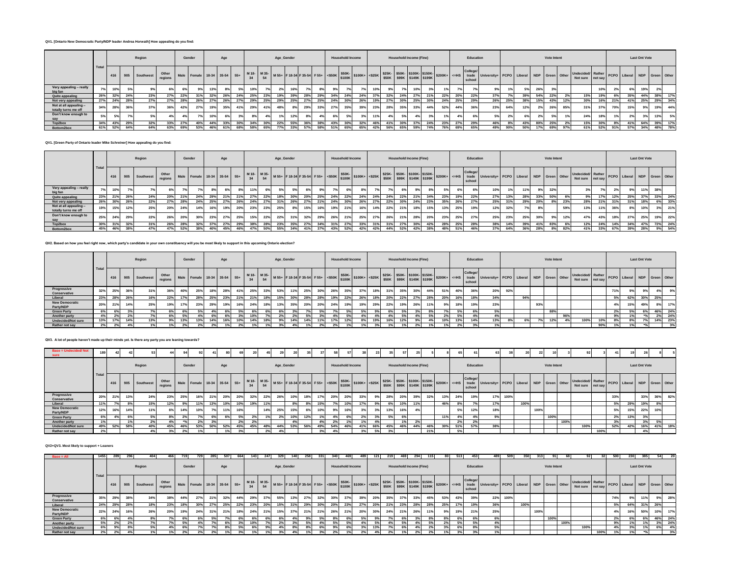**QV1. [Ontario New Democratic Party/NDP leader Andrea Horwath] How appealing do you find:**

| | Total | Region | | | | Gender | | Age | | | Age_Gender | | | | | | Household Income | | | Household Income (Fine) | | | | | | Education | | | Vote Intent | | | | | | | Last Ont Vote | | | | |
|---|---|---|---|---|---|---|---|---|---|---|---|---|---|---|---|---|---|---|---|---|---|---|---|---|---|---|---|---|---|---|---|---|---|---|---|---|---|---|---|---|
| | | 416 | 905 | Southwest | Other regions | Male | Female | 18-34 | 35-54 | 55+ | M 18-34 | M 35-54 | M 55+ | F 18-34 | F 35-54 | F 55+ | <$50K | $50K-$100K | $100K+ | <$25K | $25K-$50K | $50K-$99K | $100K-$149K | $150K-$199K | $200K+ | <=HS | College/ trade school | University+ | PCPO | Liberal | NDP | Green | Other | Undecided/ Not sure | Rather not say | PCPO | Liberal | NDP | Green | Other |
| Very appealing – really big fan | 7% | 10% | 5% | 9% | 6% | 6% | 9% | 13% | 8% | 5% | 10% | 7% | 2% | 16% | 7% | 8% | 9% | 7% | 7% | 10% | 9% | 7% | 10% | 3% | 1% | 7% | 7% | 9% | 1% | 5% | 26% | 3% | | | 10% | 2% | 6% | 19% | 2% | |
| Quite appealing | 26% | 32% | 24% | 23% | 27% | 22% | 31% | 32% | 26% | 24% | 25% | 23% | 19% | 39% | 28% | 29% | 34% | 24% | 24% | 37% | 32% | 24% | 27% | 21% | 22% | 20% | 22% | 37% | 7% | 39% | 54% | 22% | 2% | 15% | 19% | 6% | 35% | 44% | 38% | 17% |
| Not very appealing | 27% | 28% | 28% | 27% | 27% | 28% | 26% | 27% | 26% | 27% | 29% | 25% | 19% | 27% | 30% | 25% | 24% | 30% | 26% | 19% | 27% | 30% | 25% | 30% | 24% | 25% | 29% | 26% | 25% | 38% | 15% | 43% | 12% | 30% | 16% | 21% | 41% | 25% | 29% | 34% |
| Not at all appealing – totally turns me off | 34% | 28% | 36% | 37% | 36% | 42% | 27% | 19% | 35% | 41% | 29% | 41% | 48% | 8% | 29% | 33% | 27% | 35% | 39% | 23% | 28% | 35% | 33% | 44% | 52% | 44% | 36% | 23% | 64% | 12% | 2% | 26% | 85% | 31% | 37% | 70% | 15% | 9% | 19% | 44% |
| Don't know enough to say | 5% | 5% | 7% | 5% | 4% | 4% | 7% | 10% | 6% | 3% | 8% | 4% | 1% | 12% | 8% | 4% | 6% | 5% | 3% | 11% | 4% | 5% | 4% | 3% | 1% | 4% | 6% | 5% | 2% | 6% | 2% | 5% | 1% | 24% | 18% | 1% | 2% | 3% | 13% | 5% |
| Top2box | 34% | 43% | 29% | 32% | 33% | 27% | 40% | 44% | 33% | 30% | 34% | 30% | 22% | 55% | 36% | 38% | 43% | 30% | 32% | 46% | 41% | 30% | 37% | 24% | 23% | 27% | 29% | 46% | 8% | 43% | 80% | 25% | 2% | 15% | 30% | 8% | 41% | 64% | 39% | 17% |
| Bottom2box | 61% | 52% | 64% | 64% | 63% | 69% | 53% | 46% | 61% | 68% | 58% | 65% | 77% | 33% | 57% | 58% | 51% | 65% | 65% | 42% | 56% | 65% | 59% | 74% | 76% | 69% | 65% | 49% | 90% | 50% | 17% | 69% | 97% | 61% | 52% | 91% | 57% | 34% | 48% | 78% |

**QV1. [Green Party of Ontario leader Mike Schreiner] How appealing do you find:**

| | Total | Region | | | | Gender | | Age | | | Age_Gender | | | | | | Household Income | | | Household Income (Fine) | | | | | | Education | | | Vote Intent | | | | | | | Last Ont Vote | | | | |
|---|---|---|---|---|---|---|---|---|---|---|---|---|---|---|---|---|---|---|---|---|---|---|---|---|---|---|---|---|---|---|---|---|---|---|---|---|---|---|---|---|
| | | 416 | 905 | Southwest | Other regions | Male | Female | 18-34 | 35-54 | 55+ | M 18-34 | M 35-54 | M 55+ | F 18-34 | F 35-54 | F 55+ | <$50K | $50K-$100K | $100K+ | <$25K | $25K-$50K | $50K-$99K | $100K-$149K | $150K-$199K | $200K+ | <=HS | College/ trade school | University+ | PCPO | Liberal | NDP | Green | Other | Undecided/ Not sure | Rather not say | PCPO | Liberal | NDP | Green | Other |
| Very appealing – really big fan | 7% | 10% | 7% | 7% | 6% | 7% | 7% | 8% | 6% | 8% | 11% | 6% | 5% | 5% | 6% | 9% | 7% | 6% | 8% | 7% | 7% | 6% | 9% | 8% | 5% | 6% | 6% | 10% | 1% | 11% | 9% | 32% | | 3% | 7% | 2% | 9% | 11% | 38% | |
| Quite appealing | 23% | 21% | 26% | 24% | 20% | 21% | 24% | 29% | 21% | 21% | 27% | 22% | 18% | 30% | 20% | 25% | 24% | 22% | 24% | 24% | 24% | 22% | 21% | 34% | 23% | 19% | 22% | 27% | 13% | 28% | 33% | 50% | 6% | 9% | 17% | 12% | 25% | 37% | 33% | 24% |
| Not very appealing | 26% | 30% | 26% | 22% | 27% | 28% | 24% | 25% | 27% | 26% | 24% | 27% | 31% | 26% | 27% | 21% | 24% | 30% | 26% | 27% | 22% | 30% | 24% | 23% | 35% | 26% | 27% | 25% | 31% | 29% | 20% | 8% | 23% | 28% | 21% | 31% | 31% | 18% | 6% | 33% |
| Not at all appealing – totally turns me off | 19% | 15% | 12% | 25% | 20% | 24% | 14% | 16% | 19% | 20% | 23% | 23% | 25% | 8% | 15% | 16% | 19% | 21% | 16% | 14% | 22% | 21% | 18% | 15% | 13% | 25% | 19% | 12% | 32% | 7% | 8% | | 59% | 13% | 11% | 36% | 8% | 10% | 3% | 21% |
| Don't know enough to say | 25% | 24% | 29% | 22% | 26% | 20% | 30% | 23% | 27% | 25% | 15% | 22% | 22% | 31% | 32% | 29% | 26% | 21% | 25% | 27% | 26% | 21% | 28% | 20% | 23% | 25% | 27% | 25% | 23% | 25% | 30% | 9% | 12% | 47% | 43% | 18% | 27% | 25% | 19% | 22% |
| Top2box | 30% | 31% | 32% | 31% | 26% | 28% | 32% | 37% | 27% | 29% | 38% | 28% | 23% | 35% | 27% | 34% | 31% | 27% | 33% | 31% | 31% | 27% | 30% | 42% | 28% | 25% | 28% | 38% | 14% | 39% | 41% | 83% | 6% | 12% | 24% | 14% | 34% | 47% | 72% | 24% |
| Bottom2box | 45% | 46% | 38% | 47% | 47% | 52% | 38% | 40% | 45% | 46% | 47% | 50% | 55% | 34% | 41% | 37% | 43% | 52% | 42% | 42% | 44% | 52% | 42% | 38% | 48% | 51% | 46% | 37% | 64% | 36% | 28% | 8% | 82% | 41% | 33% | 67% | 39% | 28% | 9% | 54% |

**QV2. Based on how you feel right now, which party's candidate in your own constituency will you be most likely to support in this upcoming Ontario election?**

| | Total | Region | | | | Gender | | Age | | | Age_Gender | | | | | | Household Income | | | Household Income (Fine) | | | | | | Education | | | Vote Intent | | | | | | | Last Ont Vote | | | | |
|---|---|---|---|---|---|---|---|---|---|---|---|---|---|---|---|---|---|---|---|---|---|---|---|---|---|---|---|---|---|---|---|---|---|---|---|---|---|---|---|---|
| | | 416 | 905 | Southwest | Other regions | Male | Female | 18-34 | 35-54 | 55+ | M 18-34 | M 35-54 | M 55+ | F 18-34 | F 35-54 | F 55+ | <$50K | $50K-$100K | $100K+ | <$25K | $25K-$50K | $50K-$99K | $100K-$149K | $150K-$199K | $200K+ | <=HS | College/ trade school | University+ | PCPO | Liberal | NDP | Green | Other | Undecided/ Not sure | Rather not say | PCPO | Liberal | NDP | Green | Other |
| Progressive Conservative | 32% | 25% | 36% | 31% | 36% | 40% | 25% | 18% | 28% | 41% | 25% | 33% | 53% | 11% | 25% | 30% | 26% | 35% | 37% | 18% | 31% | 35% | 30% | 44% | 51% | 40% | 36% | 20% | 92% | | | | | | | 71% | 9% | 9% | 4% | 9% |
| Liberal | 23% | 28% | 26% | 16% | 22% | 17% | 28% | 25% | 23% | 21% | 21% | 18% | 15% | 30% | 28% | 28% | 19% | 22% | 26% | 18% | 20% | 22% | 27% | 28% | 20% | 16% | 18% | 34% | | 94% | | | | | | 5% | 62% | 30% | 25% | |
| New Democratic Party/NDP | 20% | 21% | 14% | 25% | 19% | 17% | 23% | 29% | 19% | 16% | 24% | 18% | 13% | 35% | 20% | 20% | 24% | 19% | 19% | 29% | 22% | 19% | 26% | 11% | 9% | 18% | 19% | 23% | | | 93% | | | | | 4% | 15% | 49% | 8% | 17% |
| Green Party | 6% | 6% | 3% | 7% | 6% | 6% | 5% | 4% | 6% | 5% | 6% | 6% | 6% | 3% | 7% | 5% | 7% | 5% | 5% | 9% | 6% | 5% | 3% | 8% | 7% | 5% | 6% | 5% | | | | 88% | | | | 2% | 5% | 6% | 46% | 24% |
| Another party | 4% | 2% | 2% | 7% | 6% | 5% | 4% | 4% | 6% | 3% | 10% | 7% | 2% | 2% | 5% | 3% | 4% | 5% | 4% | 4% | 4% | 5% | 6% | 5% | 2% | 5% | 4% | 4% | | | | | 96% | | | 9% | 1% | *% | 2% | 24% |
| Undecided/Not sure | 13% | 17% | 14% | 13% | 9% | 13% | 13% | 14% | 16% | 10% | 14% | 18% | 9% | 14% | 14% | 11% | 17% | 12% | 8% | 19% | 16% | 12% | 9% | 4% | 10% | 13% | 14% | 13% | 8% | 6% | 7% | 12% | 4% | 100% | 10% | 8% | 8% | 7% | 14% | 23% |
| Rather not say | 2% | 2% | 4% | 1% | 1% | 2% | 2% | 2% | 1% | 2% | 1% | 1% | 3% | 4% | 1% | 2% | 2% | 1% | 1% | 3% | 1% | 1% | 2% | 1% | 1% | 2% | 3% | 1% | | | | | | | 90% | 1% | 1% | *% | | 3% |

**QV3. A lot of people haven't made up their minds yet. Is there any party you are leaning towards?**

| Base = Undecided/ Not sure | 189 | 42 | 42 | 53 | 44 | 94 | 92 | 41 | 80 | 69 | 20 | 45 | 29 | 20 | 35 | 37 | 58 | 57 | 38 | 23 | 35 | 57 | 25 | 5 | 8 | 65 | 61 | 63 | 38 | 20 | 22 | 10 | 3 | 92 | 3 | 41 | 19 | 26 | 8 | 5 |
|---|---|---|---|---|---|---|---|---|---|---|---|---|---|---|---|---|---|---|---|---|---|---|---|---|---|---|---|---|---|---|---|---|---|---|---|---|---|---|---|---|
| | Total | Region | | | | Gender | | Age | | | Age_Gender | | | | | | Household Income | | | Household Income (Fine) | | | | | | Education | | | Vote Intent | | | | | | | Last Ont Vote | | | | |
| | | 416 | 905 | Southwest | Other regions | Male | Female | 18-34 | 35-54 | 55+ | M 18-34 | M 35-54 | M 55+ | F 18-34 | F 35-54 | F 55+ | <$50K | $50K-$100K | $100K+ | <$25K | $25K-$50K | $50K-$99K | $100K-$149K | $150K-$199K | $200K+ | <=HS | College/ trade school | University+ | PCPO | Liberal | NDP | Green | Other | Undecided/ Not sure | Rather not say | PCPO | Liberal | NDP | Green | Other |
| Progressive Conservative | 20% | 21% | 13% | 24% | 23% | 25% | 16% | 21% | 20% | 20% | 32% | 22% | 26% | 10% | 18% | 17% | 20% | 20% | 33% | 9% | 28% | 20% | 39% | 32% | 13% | 24% | 19% | 17% | 100% | | | | | | | 33% | | 33% | 36% | 82% |
| Liberal | 11% | 7% | 8% | 15% | 12% | 9% | 11% | 13% | 10% | 10% | 19% | 11% | | 8% | 8% | 15% | 7% | 10% | 17% | 9% | 6% | 10% | 11% | | 46% | 8% | 7% | 17% | | 100% | | | | | | 5% | 29% | 19% | 8% | |
| New Democratic Party/NDP | 12% | 16% | 14% | 11% | 6% | 14% | 10% | 7% | 11% | 16% | | 14% | 25% | 15% | 10% | | 9% | 16% | 3% | 3% | 13% | 16% | 4% | | | 5% | 12% | 18% | | | 100% | | | | | 5% | 15% | 22% | 10% | |
| Green Party | 6% | 4% | 6% | 5% | 8% | 2% | 7% | 6% | 6% | 5% | 2% | 1% | 2% | 10% | 12% | 1% | 4% | 6% | 2% | 3% | 5% | 6% | | | 11% | 4% | 4% | 9% | | | | 100% | | | | 2% | 13% | 3% | | |
| Another party | 1% | | 1% | 2% | 4% | *% | 2% | 3% | | 2% | 2% | | | | 4% | 4% | 2% | 1% | 1% | 4% | | 1% | 2% | | | 2% | 2% | | | | | | 100% | | | 3% | | 3% | 5% | |
| Undecided/Not sure | 49% | 52% | 58% | 40% | 45% | 46% | 53% | 50% | 52% | 45% | 45% | 48% | 44% | 53% | 56% | 49% | 54% | 46% | 41% | 66% | 45% | 46% | 44% | 46% | 30% | 51% | 57% | 38% | | | | | | 100% | | 52% | 42% | 16% | 41% | 18% |
| Rather not say | 2% | | | 4% | 3% | 2% | 1% | | 1% | 3% | | 2% | 4% | | | 3% | 4% | | 3% | 5% | 3% | | | | 21% | 5% | | | | | | | | | 100% | | | 4% | | |

**QV2+QV3. Most likely to support + Leaners**

| Base = All | 1455 | 289 | 296 | 404 | 466 | 719 | 729 | 285 | 507 | 664 | 143 | 247 | 329 | 140 | 258 | 331 | 340 | 469 | 489 | 121 | 219 | 469 | 294 | 115 | 80 | 513 | 453 | 489 | 509 | 350 | 313 | 91 | 68 | 92 | 32 | 500 | 230 | 385 | 54 | 20 |
|---|---|---|---|---|---|---|---|---|---|---|---|---|---|---|---|---|---|---|---|---|---|---|---|---|---|---|---|---|---|---|---|---|---|---|---|---|---|---|---|---|
| | Total | Region | | | | Gender | | Age | | | Age_Gender | | | | | | Household Income | | | Household Income (Fine) | | | | | | Education | | | Vote Intent | | | | | | | Last Ont Vote | | | | |
| | | 416 | 905 | Southwest | Other regions | Male | Female | 18-34 | 35-54 | 55+ | M 18-34 | M 35-54 | M 55+ | F 18-34 | F 35-54 | F 55+ | <$50K | $50K-$100K | $100K+ | <$25K | $25K-$50K | $50K-$99K | $100K-$149K | $150K-$199K | $200K+ | <=HS | College/ trade school | University+ | PCPO | Liberal | NDP | Green | Other | Undecided/ Not sure | Rather not say | PCPO | Liberal | NDP | Green | Other |
| Progressive Conservative | 35% | 29% | 38% | 34% | 38% | 44% | 27% | 21% | 32% | 44% | 29% | 37% | 55% | 13% | 27% | 32% | 30% | 37% | 39% | 20% | 35% | 37% | 33% | 45% | 53% | 43% | 39% | 22% | 100% | | | | | | | 74% | 9% | 11% | 9% | 28% |
| Liberal | 24% | 29% | 28% | 18% | 23% | 18% | 30% | 27% | 25% | 22% | 23% | 20% | 15% | 31% | 29% | 30% | 20% | 23% | 27% | 20% | 21% | 23% | 28% | 28% | 25% | 17% | 19% | 36% | | 100% | | | | | | 5% | 64% | 31% | 26% | |
| New Democratic Party/NDP | 22% | 24% | 16% | 26% | 20% | 19% | 24% | 31% | 21% | 18% | 24% | 21% | 15% | 37% | 21% | 20% | 26% | 21% | 20% | 30% | 24% | 21% | 26% | 11% | 9% | 19% | 21% | 25% | | | 100% | | | | | 4% | 16% | 50% | 10% | 17% |
| Green Party | 6% | 6% | 4% | 8% | 7% | 6% | 6% | 5% | 7% | 6% | 6% | 6% | 6% | 4% | 9% | 5% | 8% | 6% | 5% | 9% | 7% | 6% | 3% | 8% | 8% | 6% | 6% | 6% | | | | 100% | | | | 2% | 6% | 6% | 46% | 24% |
| Another party | 5% | 2% | 2% | 7% | 7% | 5% | 4% | 7% | 6% | 3% | 10% | 7% | 2% | 3% | 5% | 4% | 5% | 5% | 4% | 5% | 4% | 5% | 4% | 5% | 2% | 5% | 5% | 4% | | | | | 100% | | | 9% | 1% | 1% | 3% | 24% |
| Undecided/Not sure | 6% | 9% | 8% | 5% | 4% | 6% | 7% | 7% | 8% | 5% | 6% | 9% | 4% | 8% | 8% | 6% | 9% | 6% | 3% | 13% | 7% | 6% | 4% | 2% | 3% | 6% | 8% | 5% | | | | | | 100% | | 4% | 3% | 1% | 6% | 4% |
| Rather not say | 2% | 2% | 4% | 1% | 1% | 2% | 2% | 2% | 1% | 3% | 1% | 1% | 3% | 4% | 1% | 3% | 2% | 1% | 2% | 4% | 2% | 1% | 2% | 2% | 1% | 3% | 3% | 1% | | | | | | | 100% | 1% | 1% | *% | | 3% |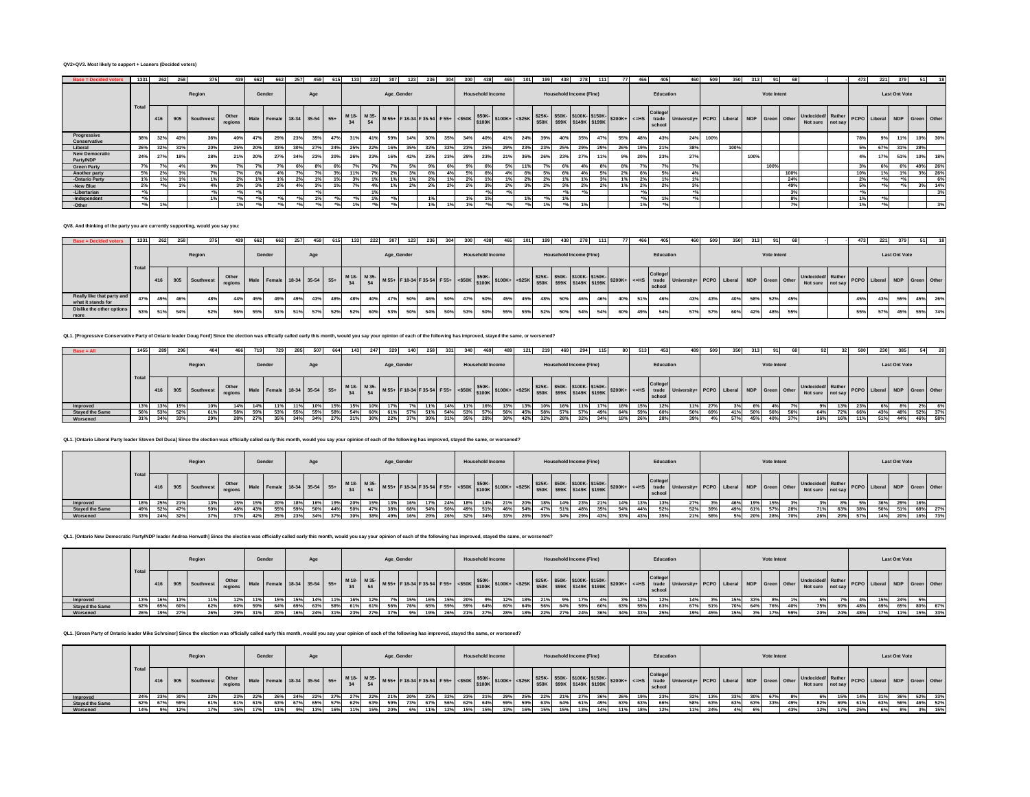**QV2+QV3. Most likely to support + Leaners (Decided voters)**

| | Total | Region | | | | Gender | | Age | | | Age_Gender | | | | | | Household Income | | | Household Income (Fine) | | | | | | Education | | | Vote Intent | | | | | | | Last Ont Vote | | | | |
|---|---|---|---|---|---|---|---|---|---|---|---|---|---|---|---|---|---|---|---|---|---|---|---|---|---|---|---|---|---|---|---|---|---|---|---|---|---|---|---|---|
| | | 416 | 905 | Southwest | Other regions | Male | Female | 18-34 | 35-54 | 55+ | M 18-34 | M 35-54 | M 55+ | F 18-34 | F 35-54 | F 55+ | <$50K | $50K-$100K | $100K+ | <$25K | $25K-$50K | $50K-$99K | $100K-$149K | $150K-$199K | $200K+ | <=HS | College/ trade school | University+ | PCPO | Liberal | NDP | Green | Other | Undecided/ Not sure | Rather not say | PCPO | Liberal | NDP | Green | Other |
| **Base = Decided voters** | 1331 | 262 | 258 | 375 | 439 | 662 | 662 | 257 | 459 | 615 | 133 | 222 | 307 | 123 | 236 | 304 | 300 | 438 | 465 | 101 | 199 | 438 | 278 | 111 | 77 | 466 | 405 | 460 | 509 | 350 | 313 | 91 | 68 | - | - | 473 | 221 | 379 | 51 | 18 |
| Progressive Conservative | 38% | 32% | 43% | 36% | 40% | 47% | 29% | 23% | 35% | 47% | 31% | 41% | 59% | 14% | 30% | 35% | 34% | 40% | 41% | 24% | 39% | 40% | 35% | 47% | 55% | 48% | 43% | 24% | 100% | | | | | | | 78% | 9% | 11% | 10% | 30% |
| Liberal | 26% | 32% | 31% | 20% | 25% | 20% | 33% | 30% | 27% | 24% | 25% | 22% | 16% | 35% | 32% | 32% | 23% | 25% | 29% | 23% | 23% | 25% | 29% | 29% | 26% | 19% | 21% | 38% | | 100% | | | | | | 5% | 67% | 31% | 28% | |
| New Democratic Party/NDP | 24% | 27% | 18% | 28% | 21% | 20% | 27% | 34% | 23% | 20% | 26% | 23% | 16% | 42% | 23% | 23% | 29% | 23% | 21% | 36% | 26% | 23% | 27% | 11% | 9% | 20% | 23% | 27% | | | 100% | | | | | 4% | 17% | 51% | 10% | 18% |
| Green Party | 7% | 7% | 4% | 9% | 7% | 7% | 7% | 6% | 8% | 6% | 7% | 7% | 7% | 5% | 9% | 6% | 9% | 6% | 5% | 11% | 7% | 6% | 4% | 8% | 8% | 7% | 7% | 7% | | | | 100% | | | | 3% | 6% | 6% | 49% | 26% |
| Another party | 5% | 2% | 3% | 7% | 2% | 6% | 4% | 7% | 7% | 3% | 11% | 7% | 2% | 3% | 6% | 4% | 5% | 6% | 4% | 6% | 5% | 6% | 4% | 5% | 2% | 6% | 5% | 4% | | | | | 100% | | | 10% | 1% | 1% | 3% | 26% |
| -Ontario Party | 1% | 1% | 1% | 1% | 2% | 1% | 1% | 2% | 1% | 1% | 3% | 1% | 1% | 1% | 2% | 1% | 2% | 1% | 1% | 2% | 2% | 1% | 1% | 3% | 1% | 2% | 1% | 1% | | | | | 24% | | | 2% | *% | *% | | 6% |
| -New Blue | 2% | *% | 1% | 4% | 3% | 3% | 2% | 4% | 3% | 1% | 7% | 4% | 1% | 2% | 2% | 2% | 2% | 3% | 2% | 3% | 2% | 3% | 2% | 2% | 1% | 2% | 2% | 3% | | | | | 49% | | | 5% | *% | *% | 3% | 14% |
| -Libertarian | *% | | | *% | *% | *% | | | *% | | | 1% | | | *% | | | *% | *% | | | *% | *% | | | *% | | *% | | | | | 3% | | | *% | | | | 3% |
| -Independent | *% | | | 1% | *% | *% | *% | *% | 1% | *% | *% | 1% | *% | | 1% | | 1% | 1% | *% | 1% | *% | 1% | | | | *% | 1% | *% | | | | | 8% | | | 1% | *% | | | |
| -Other | *% | 1% | | | 1% | *% | *% | *% | *% | *% | 1% | *% | *% | | 1% | 1% | 1% | *% | *% | *% | 1% | *% | 1% | | | 1% | *% | | | | | | 7% | | | 1% | *% | | | 3% |

**QV8. And thinking of the party you are currently supporting, would you say you:**

| | Total | 416 | 905 | Southwest | Other regions | Male | Female | 18-34 | 35-54 | 55+ | M 18-34 | M 35-54 | M 55+ | F 18-34 | F 35-54 | F 55+ | <$50K | $50K-$100K | $100K+ | <$25K | $25K-$50K | $50K-$99K | $100K-$149K | $150K-$199K | $200K+ | <=HS | College/ trade school | University+ | PCPO | Liberal | NDP | Green | Other | Undecided/ Not sure | Rather not say | PCPO | Liberal | NDP | Green | Other |
|---|---|---|---|---|---|---|---|---|---|---|---|---|---|---|---|---|---|---|---|---|---|---|---|---|---|---|---|---|---|---|---|---|---|---|---|---|---|---|---|---|
| **Base = Decided voters** | 1331 | 262 | 258 | 375 | 439 | 662 | 662 | 257 | 459 | 615 | 133 | 222 | 307 | 123 | 236 | 304 | 300 | 438 | 465 | 101 | 199 | 438 | 278 | 111 | 77 | 466 | 405 | 460 | 509 | 350 | 313 | 91 | 68 | - | - | 473 | 221 | 379 | 51 | 18 |
| Really like that party and what it stands for | 47% | 49% | 46% | 48% | 44% | 45% | 49% | 49% | 43% | 48% | 48% | 40% | 47% | 50% | 46% | 50% | 47% | 50% | 45% | 45% | 48% | 50% | 46% | 46% | 40% | 51% | 46% | 43% | 43% | 40% | 58% | 52% | 45% | | | 45% | 43% | 55% | 45% | 26% |
| Dislike the other options more | 53% | 51% | 54% | 52% | 56% | 55% | 51% | 51% | 57% | 52% | 52% | 60% | 53% | 50% | 54% | 50% | 53% | 50% | 55% | 55% | 52% | 50% | 54% | 54% | 60% | 49% | 54% | 57% | 57% | 60% | 42% | 48% | 55% | | | 55% | 57% | 45% | 55% | 74% |

**QL1. [Progressive Conservative Party of Ontario leader Doug Ford] Since the election was officially called early this month, would you say your opinion of each of the following has improved, stayed the same, or worsened?**

| | Total | 416 | 905 | Southwest | Other regions | Male | Female | 18-34 | 35-54 | 55+ | M 18-34 | M 35-54 | M 55+ | F 18-34 | F 35-54 | F 55+ | <$50K | $50K-$100K | $100K+ | <$25K | $25K-$50K | $50K-$99K | $100K-$149K | $150K-$199K | $200K+ | <=HS | College/ trade school | University+ | PCPO | Liberal | NDP | Green | Other | Undecided/ Not sure | Rather not say | PCPO | Liberal | NDP | Green | Other |
|---|---|---|---|---|---|---|---|---|---|---|---|---|---|---|---|---|---|---|---|---|---|---|---|---|---|---|---|---|---|---|---|---|---|---|---|---|---|---|---|---|
| **Base = All** | 1455 | 289 | 296 | 404 | 466 | 719 | 729 | 285 | 507 | 664 | 143 | 247 | 329 | 140 | 258 | 331 | 340 | 469 | 489 | 121 | 219 | 469 | 294 | 115 | 80 | 513 | 453 | 489 | 509 | 350 | 313 | 91 | 68 | 92 | 32 | 500 | 230 | 385 | 54 | 20 |
| Improved | 13% | 13% | 15% | 10% | 14% | 14% | 11% | 11% | 10% | 15% | 15% | 10% | 17% | 7% | 11% | 14% | 11% | 16% | 13% | 13% | 10% | 16% | 11% | 17% | 18% | 15% | 12% | 11% | 27% | 3% | 6% | 4% | 7% | 9% | 13% | 23% | 6% | 8% | 2% | 6% |
| Stayed the Same | 56% | 53% | 52% | 61% | 58% | 59% | 53% | 55% | 55% | 58% | 54% | 60% | 61% | 57% | 51% | 54% | 53% | 57% | 56% | 45% | 58% | 57% | 57% | 49% | 64% | 59% | 60% | 50% | 69% | 41% | 50% | 56% | 56% | 64% | 72% | 66% | 43% | 48% | 52% | 37% |
| Worsened | 31% | 34% | 33% | 29% | 28% | 27% | 35% | 34% | 34% | 27% | 31% | 30% | 22% | 37% | 39% | 31% | 35% | 28% | 30% | 42% | 32% | 28% | 32% | 34% | 18% | 26% | 28% | 39% | 4% | 57% | 45% | 40% | 37% | 26% | 16% | 11% | 51% | 44% | 46% | 58% |

**QL1. [Ontario Liberal Party leader Steven Del Duca] Since the election was officially called early this month, would you say your opinion of each of the following has improved, stayed the same, or worsened?**

| | Total | 416 | 905 | Southwest | Other regions | Male | Female | 18-34 | 35-54 | 55+ | M 18-34 | M 35-54 | M 55+ | F 18-34 | F 35-54 | F 55+ | <$50K | $50K-$100K | $100K+ | <$25K | $25K-$50K | $50K-$99K | $100K-$149K | $150K-$199K | $200K+ | <=HS | College/ trade school | University+ | PCPO | Liberal | NDP | Green | Other | Undecided/ Not sure | Rather not say | PCPO | Liberal | NDP | Green | Other |
|---|---|---|---|---|---|---|---|---|---|---|---|---|---|---|---|---|---|---|---|---|---|---|---|---|---|---|---|---|---|---|---|---|---|---|---|---|---|---|---|---|
| Improved | 18% | 25% | 21% | 13% | 15% | 15% | 20% | 18% | 16% | 19% | 20% | 15% | 13% | 16% | 17% | 24% | 18% | 14% | 21% | 20% | 18% | 14% | 23% | 21% | 14% | 13% | 13% | 27% | 3% | 46% | 19% | 15% | 3% | 3% | 8% | 5% | 36% | 29% | 16% | |
| Stayed the Same | 49% | 52% | 47% | 50% | 48% | 43% | 55% | 59% | 50% | 44% | 50% | 47% | 38% | 68% | 54% | 50% | 49% | 51% | 46% | 54% | 47% | 51% | 48% | 35% | 54% | 44% | 52% | 52% | 39% | 49% | 61% | 57% | 28% | 71% | 63% | 38% | 50% | 51% | 68% | 27% |
| Worsened | 33% | 24% | 32% | 37% | 37% | 42% | 25% | 23% | 34% | 37% | 30% | 38% | 49% | 16% | 29% | 26% | 32% | 34% | 33% | 26% | 35% | 34% | 29% | 43% | 33% | 43% | 35% | 21% | 58% | 5% | 20% | 28% | 70% | 26% | 29% | 57% | 14% | 20% | 16% | 73% |

**QL1. [Ontario New Democratic Party/NDP leader Andrea Horwath] Since the election was officially called early this month, would you say your opinion of each of the following has improved, stayed the same, or worsened?**

| | Total | 416 | 905 | Southwest | Other regions | Male | Female | 18-34 | 35-54 | 55+ | M 18-34 | M 35-54 | M 55+ | F 18-34 | F 35-54 | F 55+ | <$50K | $50K-$100K | $100K+ | <$25K | $25K-$50K | $50K-$99K | $100K-$149K | $150K-$199K | $200K+ | <=HS | College/ trade school | University+ | PCPO | Liberal | NDP | Green | Other | Undecided/ Not sure | Rather not say | PCPO | Liberal | NDP | Green | Other |
|---|---|---|---|---|---|---|---|---|---|---|---|---|---|---|---|---|---|---|---|---|---|---|---|---|---|---|---|---|---|---|---|---|---|---|---|---|---|---|---|---|
| Improved | 13% | 16% | 13% | 11% | 12% | 11% | 15% | 15% | 14% | 11% | 16% | 12% | 7% | 15% | 16% | 15% | 20% | 9% | 12% | 18% | 21% | 9% | 17% | 4% | 3% | 12% | 12% | 14% | 3% | 15% | 33% | 8% | 1% | 5% | 7% | 4% | 15% | 24% | 5% | |
| Stayed the Same | 62% | 65% | 60% | 62% | 60% | 59% | 64% | 69% | 63% | 58% | 61% | 61% | 56% | 76% | 65% | 59% | 59% | 64% | 60% | 64% | 56% | 64% | 59% | 60% | 63% | 55% | 63% | 67% | 51% | 70% | 64% | 76% | 40% | 75% | 69% | 48% | 69% | 65% | 80% | 67% |
| Worsened | 26% | 19% | 27% | 26% | 29% | 31% | 20% | 16% | 24% | 31% | 23% | 27% | 37% | 9% | 19% | 26% | 21% | 27% | 28% | 18% | 22% | 27% | 24% | 36% | 34% | 33% | 25% | 19% | 45% | 15% | 3% | 17% | 59% | 20% | 24% | 48% | 17% | 11% | 15% | 33% |

**QL1. [Green Party of Ontario leader Mike Schreiner] Since the election was officially called early this month, would you say your opinion of each of the following has improved, stayed the same, or worsened?**

| | Total | 416 | 905 | Southwest | Other regions | Male | Female | 18-34 | 35-54 | 55+ | M 18-34 | M 35-54 | M 55+ | F 18-34 | F 35-54 | F 55+ | <$50K | $50K-$100K | $100K+ | <$25K | $25K-$50K | $50K-$99K | $100K-$149K | $150K-$199K | $200K+ | <=HS | College/ trade school | University+ | PCPO | Liberal | NDP | Green | Other | Undecided/ Not sure | Rather not say | PCPO | Liberal | NDP | Green | Other |
|---|---|---|---|---|---|---|---|---|---|---|---|---|---|---|---|---|---|---|---|---|---|---|---|---|---|---|---|---|---|---|---|---|---|---|---|---|---|---|---|---|
| Improved | 24% | 23% | 30% | 22% | 23% | 22% | 26% | 24% | 22% | 27% | 27% | 22% | 21% | 20% | 22% | 32% | 23% | 21% | 29% | 25% | 22% | 21% | 27% | 36% | 26% | 19% | 23% | 32% | 13% | 33% | 30% | 67% | 8% | 6% | 15% | 14% | 31% | 36% | 52% | 33% |
| Stayed the Same | 62% | 67% | 59% | 61% | 61% | 61% | 63% | 67% | 65% | 57% | 62% | 63% | 59% | 73% | 67% | 56% | 62% | 64% | 59% | 59% | 63% | 64% | 61% | 49% | 63% | 63% | 66% | 58% | 63% | 63% | 63% | 33% | 49% | 82% | 69% | 61% | 63% | 56% | 46% | 52% |
| Worsened | 14% | 9% | 12% | 17% | 15% | 17% | 11% | 9% | 13% | 16% | 11% | 15% | 20% | 6% | 11% | 12% | 15% | 15% | 13% | 16% | 15% | 15% | 13% | 14% | 11% | 18% | 12% | 11% | 24% | 4% | 6% | | 43% | 12% | 17% | 25% | 6% | 8% | 3% | 15% |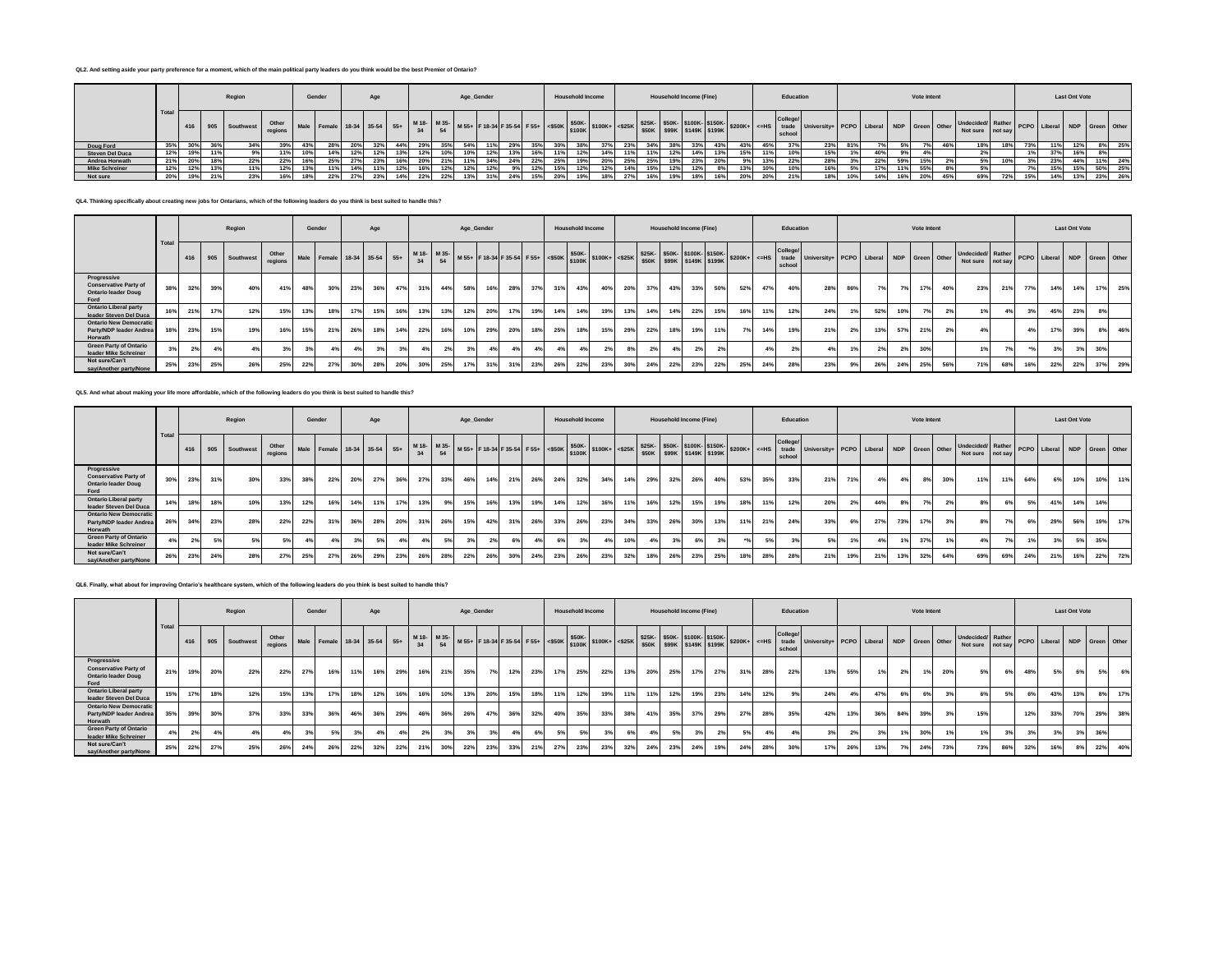**QL2. And setting aside your party preference for a moment, which of the main political party leaders do you think would be the best Premier of Ontario?**

| | Total | Region | | | | Gender | | Age | | | Age_Gender | | | | | | Household Income | | | Household Income (Fine) | | | | | | Education | | | Vote Intent | | | | | | | Last Ont Vote | | | | |
|---|---|---|---|---|---|---|---|---|---|---|---|---|---|---|---|---|---|---|---|---|---|---|---|---|---|---|---|---|---|---|---|---|---|---|---|---|---|---|---|---|
| | | 416 | 905 | Southwest | Other regions | Male | Female | 18-34 | 35-54 | 55+ | M 18-34 | M 35-54 | M 55+ | F 18-34 | F 35-54 | F 55+ | <$50K | $50K-$100K | $100K+ | <$25K | $25K-$50K | $50K-$99K | $100K-$149K | $150K-$199K | $200K+ | <=HS | College/trade school | University+ | PCPO | Liberal | NDP | Green | Other | Undecided/Not sure | Rather not say | PCPO | Liberal | NDP | Green | Other |
| Doug Ford | 35% | 30% | 36% | 34% | 39% | 43% | 28% | 20% | 32% | 44% | 29% | 35% | 54% | 11% | 29% | 35% | 30% | 38% | 37% | 23% | 34% | 38% | 33% | 43% | 43% | 45% | 37% | 23% | 81% | 7% | 5% | 7% | 46% | 18% | 18% | 73% | 11% | 12% | 8% | 25% |
| Steven Del Duca | 12% | 19% | 11% | 9% | 11% | 10% | 14% | 12% | 12% | 13% | 12% | 10% | 10% | 12% | 13% | 16% | 11% | 12% | 14% | 11% | 11% | 12% | 14% | 13% | 15% | 11% | 10% | 15% | 1% | 40% | 9% | 4% | | 2% | | 1% | 37% | 16% | 8% | |
| Andrea Horwath | 21% | 20% | 18% | 22% | 22% | 16% | 25% | 27% | 23% | 16% | 20% | 21% | 11% | 34% | 24% | 22% | 25% | 19% | 20% | 25% | 25% | 19% | 23% | 20% | 9% | 13% | 22% | 28% | 3% | 22% | 59% | 15% | 2% | 5% | 10% | 3% | 23% | 44% | 11% | 24% |
| Mike Schreiner | 12% | 12% | 13% | 11% | 12% | 13% | 11% | 14% | 11% | 12% | 16% | 12% | 12% | 12% | 9% | 12% | 15% | 12% | 12% | 14% | 15% | 12% | 12% | 8% | 13% | 10% | 10% | 16% | 5% | 17% | 11% | 55% | 8% | 5% | | 7% | 15% | 15% | 50% | 25% |
| Not sure | 20% | 19% | 21% | 23% | 16% | 18% | 22% | 27% | 23% | 14% | 22% | 22% | 13% | 31% | 24% | 15% | 20% | 19% | 18% | 27% | 16% | 19% | 18% | 16% | 20% | 20% | 21% | 18% | 10% | 14% | 16% | 20% | 45% | 69% | 72% | 15% | 14% | 13% | 23% | 26% |

**QL4. Thinking specifically about creating new jobs for Ontarians, which of the following leaders do you think is best suited to handle this?**

| | Total | Region | | | | Gender | | Age | | | Age_Gender | | | | | | Household Income | | | Household Income (Fine) | | | | | | Education | | | Vote Intent | | | | | | | Last Ont Vote | | | | |
|---|---|---|---|---|---|---|---|---|---|---|---|---|---|---|---|---|---|---|---|---|---|---|---|---|---|---|---|---|---|---|---|---|---|---|---|---|---|---|---|---|
| | | 416 | 905 | Southwest | Other regions | Male | Female | 18-34 | 35-54 | 55+ | M 18-34 | M 35-54 | M 55+ | F 18-34 | F 35-54 | F 55+ | <$50K | $50K-$100K | $100K+ | <$25K | $25K-$50K | $50K-$99K | $100K-$149K | $150K-$199K | $200K+ | <=HS | College/trade school | University+ | PCPO | Liberal | NDP | Green | Other | Undecided/Not sure | Rather not say | PCPO | Liberal | NDP | Green | Other |
| Progressive Conservative Party of Ontario leader Doug Ford | 38% | 32% | 39% | 40% | 41% | 48% | 30% | 23% | 36% | 47% | 31% | 44% | 58% | 16% | 28% | 37% | 31% | 43% | 40% | 20% | 37% | 43% | 33% | 50% | 52% | 47% | 40% | 28% | 86% | 7% | 7% | 17% | 40% | 23% | 21% | 77% | 14% | 14% | 17% | 25% |
| Ontario Liberal party leader Steven Del Duca | 16% | 21% | 17% | 12% | 15% | 13% | 18% | 17% | 15% | 16% | 13% | 13% | 12% | 20% | 17% | 19% | 14% | 14% | 19% | 13% | 14% | 14% | 22% | 15% | 16% | 11% | 12% | 24% | 1% | 52% | 10% | 7% | 2% | 1% | 4% | 3% | 45% | 23% | 8% | |
| Ontario New Democratic Party/NDP leader Andrea Horwath | 18% | 23% | 15% | 19% | 16% | 15% | 21% | 26% | 18% | 14% | 22% | 16% | 10% | 29% | 20% | 18% | 25% | 18% | 15% | 29% | 22% | 18% | 19% | 11% | 7% | 14% | 19% | 21% | 2% | 13% | 57% | 21% | 2% | 4% | | 4% | 17% | 39% | 8% | 46% |
| Green Party of Ontario leader Mike Schreiner | 3% | 2% | 4% | 4% | 3% | 3% | 4% | 4% | 3% | 3% | 4% | 2% | 3% | 4% | 4% | 4% | 4% | 4% | 2% | 8% | 2% | 4% | 2% | 2% | | 4% | 2% | 4% | 1% | 2% | 2% | 30% | | 1% | 7% | *% | 3% | 3% | 30% | |
| Not sure/Can't say/Another party/None | 25% | 23% | 25% | 26% | 25% | 22% | 27% | 30% | 28% | 20% | 30% | 25% | 17% | 31% | 31% | 23% | 26% | 22% | 23% | 30% | 24% | 22% | 23% | 22% | 25% | 24% | 28% | 23% | 9% | 26% | 24% | 25% | 56% | 71% | 68% | 16% | 22% | 22% | 37% | 29% |

**QL5. And what about making your life more affordable, which of the following leaders do you think is best suited to handle this?**

| | Total | Region | | | | Gender | | Age | | | Age_Gender | | | | | | Household Income | | | Household Income (Fine) | | | | | | Education | | | Vote Intent | | | | | | | Last Ont Vote | | | | |
|---|---|---|---|---|---|---|---|---|---|---|---|---|---|---|---|---|---|---|---|---|---|---|---|---|---|---|---|---|---|---|---|---|---|---|---|---|---|---|---|---|
| | | 416 | 905 | Southwest | Other regions | Male | Female | 18-34 | 35-54 | 55+ | M 18-34 | M 35-54 | M 55+ | F 18-34 | F 35-54 | F 55+ | <$50K | $50K-$100K | $100K+ | <$25K | $25K-$50K | $50K-$99K | $100K-$149K | $150K-$199K | $200K+ | <=HS | College/trade school | University+ | PCPO | Liberal | NDP | Green | Other | Undecided/Not sure | Rather not say | PCPO | Liberal | NDP | Green | Other |
| Progressive Conservative Party of Ontario leader Doug Ford | 30% | 23% | 31% | 30% | 33% | 38% | 22% | 20% | 27% | 36% | 27% | 33% | 46% | 14% | 21% | 26% | 24% | 32% | 34% | 14% | 29% | 32% | 26% | 40% | 53% | 35% | 33% | 21% | 71% | 4% | 4% | 8% | 30% | 11% | 11% | 64% | 6% | 10% | 10% | 11% |
| Ontario Liberal party leader Steven Del Duca | 14% | 18% | 18% | 10% | 13% | 12% | 16% | 14% | 11% | 17% | 13% | 9% | 15% | 16% | 13% | 19% | 14% | 12% | 16% | 11% | 16% | 12% | 15% | 19% | 18% | 11% | 12% | 20% | 2% | 44% | 8% | 7% | 2% | 8% | 6% | 5% | 41% | 14% | 14% | |
| Ontario New Democratic Party/NDP leader Andrea Horwath | 26% | 34% | 23% | 28% | 22% | 22% | 31% | 36% | 28% | 20% | 31% | 26% | 15% | 42% | 31% | 26% | 33% | 26% | 23% | 34% | 33% | 26% | 30% | 13% | 11% | 21% | 24% | 33% | 6% | 27% | 73% | 17% | 3% | 8% | 7% | 6% | 29% | 56% | 19% | 17% |
| Green Party of Ontario leader Mike Schreiner | 4% | 2% | 5% | 5% | 5% | 4% | 4% | 3% | 5% | 4% | 4% | 5% | 3% | 2% | 6% | 4% | 6% | 3% | 4% | 10% | 4% | 3% | 6% | 3% | *% | 5% | 3% | 5% | 1% | 4% | 1% | 37% | 1% | 4% | 7% | 1% | 3% | 5% | 35% | |
| Not sure/Can't say/Another party/None | 26% | 23% | 24% | 28% | 27% | 25% | 27% | 26% | 29% | 23% | 26% | 28% | 22% | 26% | 30% | 24% | 23% | 26% | 23% | 32% | 18% | 26% | 23% | 25% | 18% | 28% | 28% | 21% | 19% | 21% | 13% | 32% | 64% | 69% | 69% | 24% | 21% | 16% | 22% | 72% |

**QL6. Finally, what about for improving Ontario's healthcare system, which of the following leaders do you think is best suited to handle this?**

| | Total | Region | | | | Gender | | Age | | | Age_Gender | | | | | | Household Income | | | Household Income (Fine) | | | | | | Education | | | Vote Intent | | | | | | | Last Ont Vote | | | | |
|---|---|---|---|---|---|---|---|---|---|---|---|---|---|---|---|---|---|---|---|---|---|---|---|---|---|---|---|---|---|---|---|---|---|---|---|---|---|---|---|---|
| | | 416 | 905 | Southwest | Other regions | Male | Female | 18-34 | 35-54 | 55+ | M 18-34 | M 35-54 | M 55+ | F 18-34 | F 35-54 | F 55+ | <$50K | $50K-$100K | $100K+ | <$25K | $25K-$50K | $50K-$99K | $100K-$149K | $150K-$199K | $200K+ | <=HS | College/trade school | University+ | PCPO | Liberal | NDP | Green | Other | Undecided/Not sure | Rather not say | PCPO | Liberal | NDP | Green | Other |
| Progressive Conservative Party of Ontario leader Doug Ford | 21% | 19% | 20% | 22% | 22% | 27% | 16% | 11% | 16% | 29% | 16% | 21% | 35% | 7% | 12% | 23% | 17% | 25% | 22% | 13% | 20% | 25% | 17% | 27% | 31% | 28% | 22% | 13% | 55% | 1% | 2% | 1% | 20% | 5% | 6% | 48% | 5% | 6% | 5% | 6% |
| Ontario Liberal party leader Steven Del Duca | 15% | 17% | 18% | 12% | 15% | 13% | 17% | 18% | 12% | 16% | 16% | 10% | 13% | 20% | 15% | 18% | 11% | 12% | 19% | 11% | 11% | 12% | 19% | 23% | 14% | 12% | 9% | 24% | 4% | 47% | 6% | 6% | 3% | 6% | 5% | 6% | 43% | 13% | 8% | 17% |
| Ontario New Democratic Party/NDP leader Andrea Horwath | 35% | 39% | 30% | 37% | 33% | 33% | 36% | 46% | 36% | 29% | 46% | 36% | 26% | 47% | 36% | 32% | 40% | 35% | 33% | 38% | 41% | 35% | 37% | 29% | 27% | 28% | 35% | 42% | 13% | 36% | 84% | 39% | 3% | 15% | | 12% | 33% | 70% | 29% | 38% |
| Green Party of Ontario leader Mike Schreiner | 4% | 2% | 4% | 4% | 4% | 3% | 5% | 3% | 4% | 4% | 2% | 3% | 3% | 3% | 4% | 6% | 5% | 5% | 3% | 6% | 4% | 5% | 3% | 2% | 5% | 4% | 4% | 3% | 2% | 3% | 1% | 30% | 1% | 1% | 3% | 3% | 3% | 3% | 36% | |
| Not sure/Can't say/Another party/None | 25% | 22% | 27% | 25% | 26% | 24% | 26% | 22% | 32% | 22% | 21% | 30% | 22% | 23% | 33% | 21% | 27% | 23% | 23% | 32% | 24% | 23% | 24% | 19% | 24% | 28% | 30% | 17% | 26% | 13% | 7% | 24% | 73% | 73% | 86% | 32% | 16% | 8% | 22% | 40% |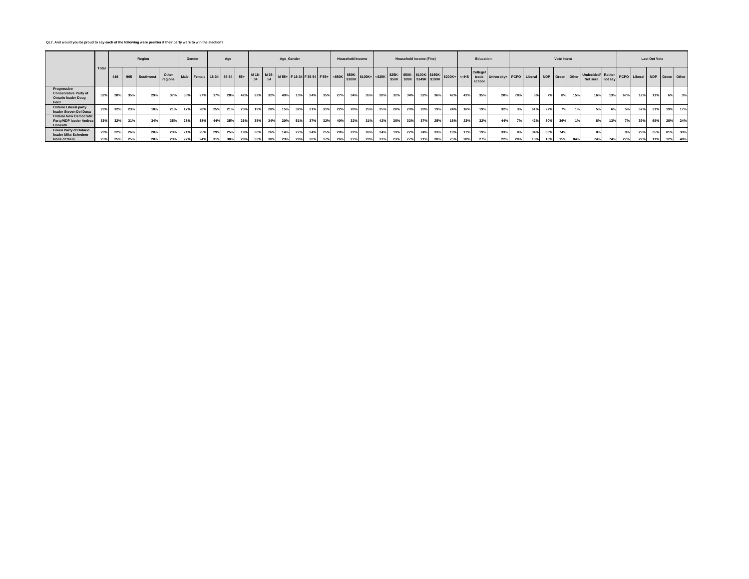**QL7. And would you be proud to say each of the following were premier if their party were to win the election?**

| | Total | Region | | | | Gender | | Age | | | Age_Gender | | | | | | Household Income | | | Household Income (Fine) | | | | | | Education | | | Vote Intent | | | | | | | Last Ont Vote | | | | |
|---|---|---|---|---|---|---|---|---|---|---|---|---|---|---|---|---|---|---|---|---|---|---|---|---|---|---|---|---|---|---|---|---|---|---|---|---|---|---|---|---|
| | | 416 | 905 | Southwest | Other regions | Male | Female | 18-34 | 35-54 | 55+ | M 18-34 | M 35-54 | M 55+ | F 18-34 | F 35-54 | F 55+ | <$50K | $50K-$100K | $100K+ | <$25K | $25K-$50K | $50K-$99K | $100K-$149K | $150K-$199K | $200K+ | <=HS | College/ trade school | University+ | PCPO | Liberal | NDP | Green | Other | Undecided/ Not sure | Rather not say | PCPO | Liberal | NDP | Green | Other |
| Progressive Conservative Party of Ontario leader Doug Ford | 32% | 28% | 35% | 29% | 37% | 38% | 27% | 17% | 28% | 42% | 22% | 32% | 49% | 13% | 24% | 35% | 27% | 34% | 35% | 20% | 32% | 34% | 32% | 36% | 42% | 41% | 35% | 20% | 78% | 6% | 7% | 8% | 15% | 16% | 13% | 67% | 12% | 11% | 6% | 3% |
| Ontario Liberal party leader Steven Del Duca | 23% | 32% | 23% | 18% | 21% | 17% | 28% | 25% | 21% | 23% | 19% | 20% | 15% | 32% | 21% | 31% | 22% | 20% | 25% | 25% | 20% | 20% | 28% | 19% | 24% | 16% | 19% | 32% | 3% | 61% | 27% | 7% | 1% | 5% | 6% | 5% | 57% | 31% | 19% | 17% |
| Ontario New Democratic Party/NDP leader Andrea Horwath | 33% | 32% | 31% | 34% | 35% | 28% | 38% | 44% | 35% | 26% | 38% | 34% | 20% | 51% | 37% | 32% | 40% | 32% | 31% | 42% | 38% | 32% | 37% | 25% | 18% | 23% | 32% | 44% | 7% | 42% | 80% | 36% | 1% | 8% | 13% | 7% | 39% | 68% | 28% | 24% |
| Green Party of Ontario leader Mike Schreiner | 23% | 22% | 26% | 20% | 23% | 21% | 25% | 29% | 25% | 19% | 30% | 26% | 14% | 27% | 24% | 25% | 20% | 22% | 26% | 24% | 19% | 22% | 24% | 33% | 19% | 17% | 19% | 33% | 8% | 34% | 33% | 74% | | 8% | | 9% | 29% | 35% | 81% | 33% |
| None of them | 25% | 25% | 25% | 28% | 23% | 27% | 24% | 31% | 30% | 20% | 33% | 30% | 23% | 29% | 30% | 17% | 26% | 27% | 23% | 31% | 23% | 27% | 21% | 28% | 25% | 28% | 27% | 22% | 20% | 18% | 13% | 15% | 84% | 74% | 74% | 27% | 22% | 11% | 12% | 48% |